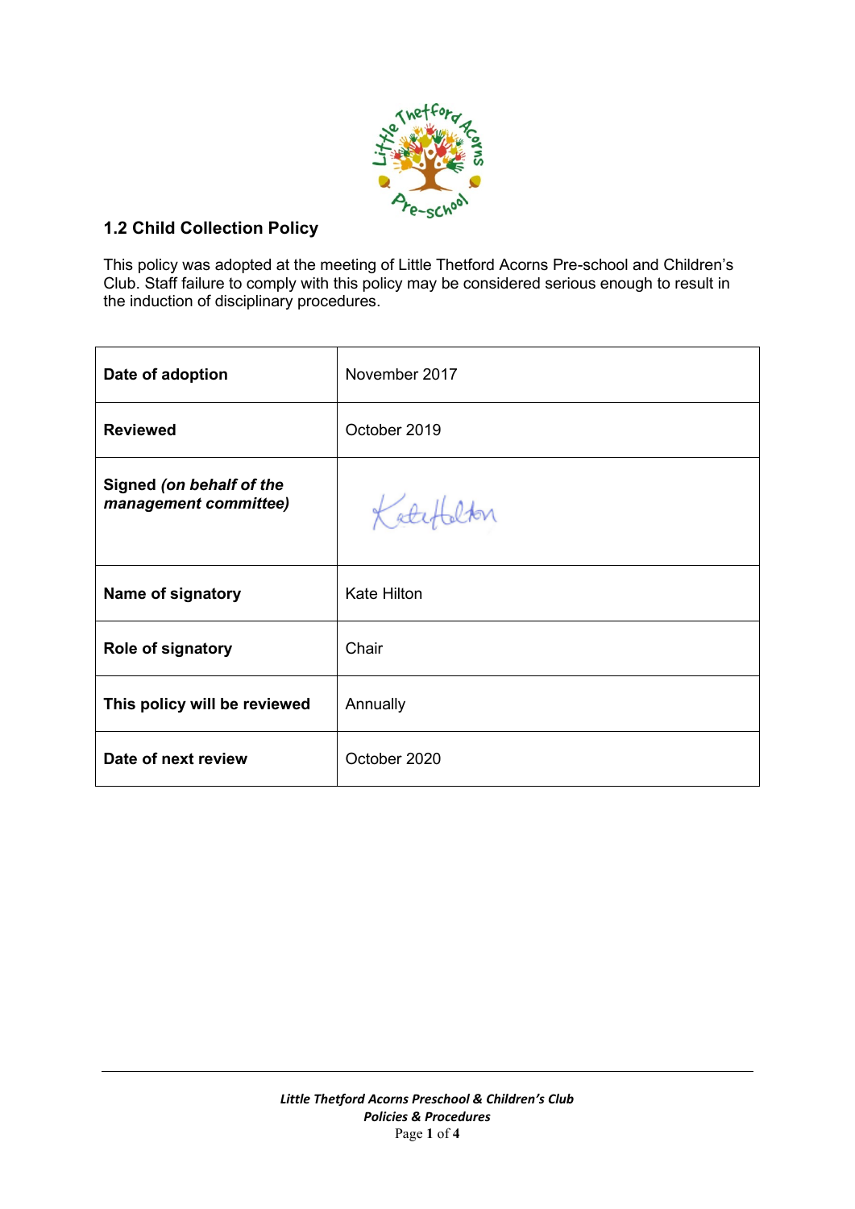## 1.2 Child Collection Policy

This policy was adopted at the meeting of Little Thetford Acorns Pre-school and Children's Club. Staff failure to comply with this policy may be considered serious enough to result in the induction of disciplinary procedures.

| | |
|---|---|
| **Date of adoption** | November 2017 |
| **Reviewed** | October 2019 |
| **Signed *(on behalf of the management committee)*** | Kate Hilton |
| **Name of signatory** | Kate Hilton |
| **Role of signatory** | Chair |
| **This policy will be reviewed** | Annually |
| **Date of next review** | October 2020 |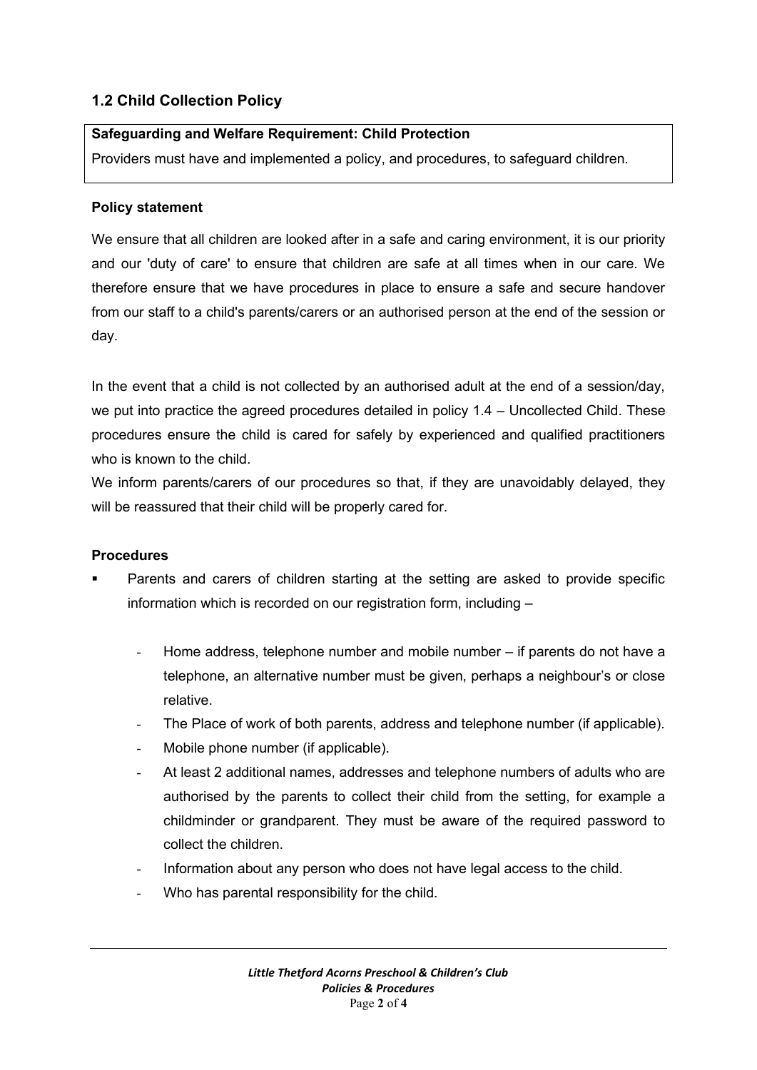## 1.2 Child Collection Policy

**Safeguarding and Welfare Requirement: Child Protection**

Providers must have and implemented a policy, and procedures, to safeguard children.

**Policy statement**

We ensure that all children are looked after in a safe and caring environment, it is our priority and our 'duty of care' to ensure that children are safe at all times when in our care. We therefore ensure that we have procedures in place to ensure a safe and secure handover from our staff to a child's parents/carers or an authorised person at the end of the session or day.

In the event that a child is not collected by an authorised adult at the end of a session/day, we put into practice the agreed procedures detailed in policy 1.4 – Uncollected Child. These procedures ensure the child is cared for safely by experienced and qualified practitioners who is known to the child.

We inform parents/carers of our procedures so that, if they are unavoidably delayed, they will be reassured that their child will be properly cared for.

**Procedures**

- Parents and carers of children starting at the setting are asked to provide specific information which is recorded on our registration form, including –
  - Home address, telephone number and mobile number – if parents do not have a telephone, an alternative number must be given, perhaps a neighbour's or close relative.
  - The Place of work of both parents, address and telephone number (if applicable).
  - Mobile phone number (if applicable).
  - At least 2 additional names, addresses and telephone numbers of adults who are authorised by the parents to collect their child from the setting, for example a childminder or grandparent. They must be aware of the required password to collect the children.
  - Information about any person who does not have legal access to the child.
  - Who has parental responsibility for the child.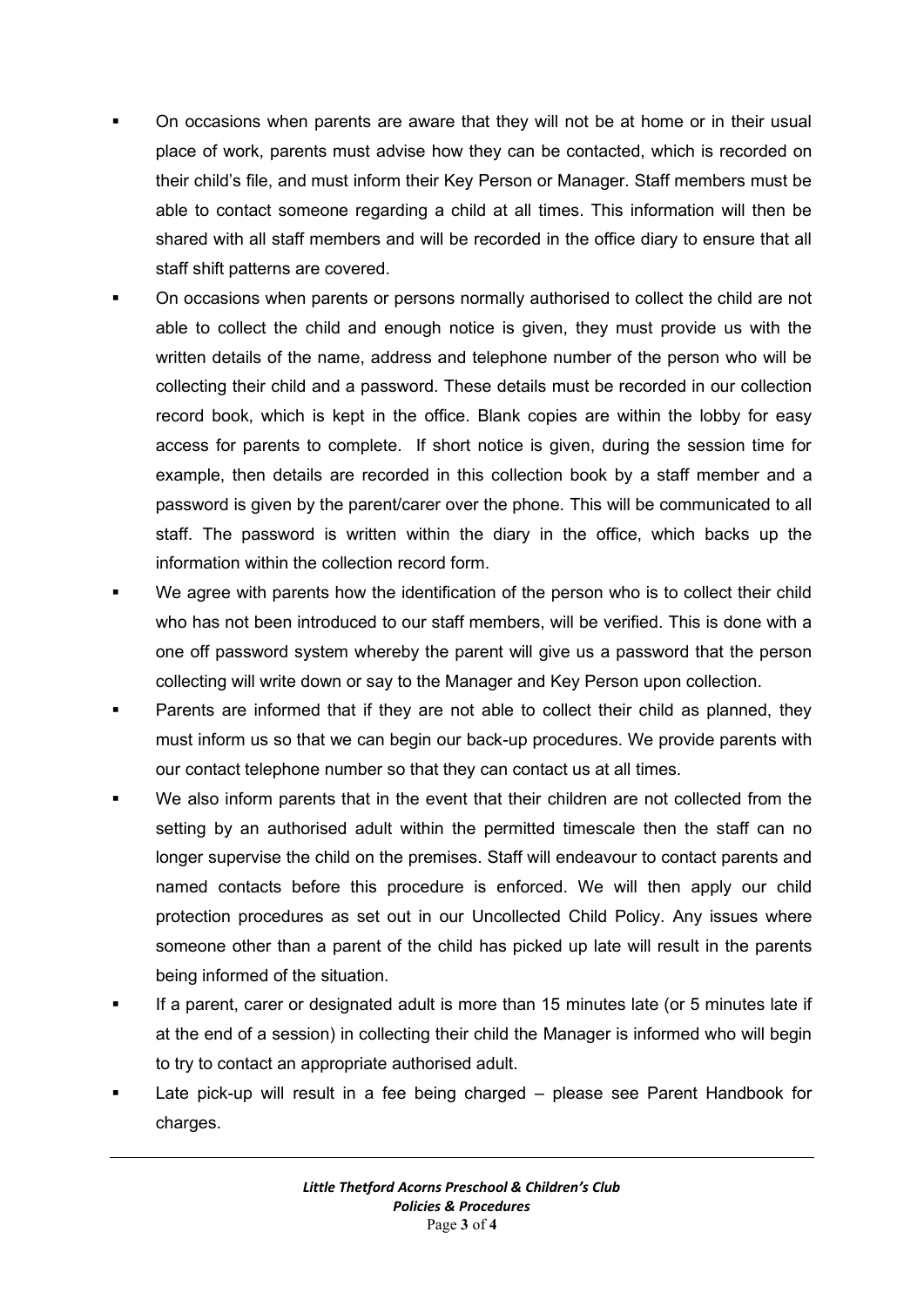- On occasions when parents are aware that they will not be at home or in their usual place of work, parents must advise how they can be contacted, which is recorded on their child's file, and must inform their Key Person or Manager. Staff members must be able to contact someone regarding a child at all times. This information will then be shared with all staff members and will be recorded in the office diary to ensure that all staff shift patterns are covered.
- On occasions when parents or persons normally authorised to collect the child are not able to collect the child and enough notice is given, they must provide us with the written details of the name, address and telephone number of the person who will be collecting their child and a password. These details must be recorded in our collection record book, which is kept in the office. Blank copies are within the lobby for easy access for parents to complete. If short notice is given, during the session time for example, then details are recorded in this collection book by a staff member and a password is given by the parent/carer over the phone. This will be communicated to all staff. The password is written within the diary in the office, which backs up the information within the collection record form.
- We agree with parents how the identification of the person who is to collect their child who has not been introduced to our staff members, will be verified. This is done with a one off password system whereby the parent will give us a password that the person collecting will write down or say to the Manager and Key Person upon collection.
- Parents are informed that if they are not able to collect their child as planned, they must inform us so that we can begin our back-up procedures. We provide parents with our contact telephone number so that they can contact us at all times.
- We also inform parents that in the event that their children are not collected from the setting by an authorised adult within the permitted timescale then the staff can no longer supervise the child on the premises. Staff will endeavour to contact parents and named contacts before this procedure is enforced. We will then apply our child protection procedures as set out in our Uncollected Child Policy. Any issues where someone other than a parent of the child has picked up late will result in the parents being informed of the situation.
- If a parent, carer or designated adult is more than 15 minutes late (or 5 minutes late if at the end of a session) in collecting their child the Manager is informed who will begin to try to contact an appropriate authorised adult.
- Late pick-up will result in a fee being charged – please see Parent Handbook for charges.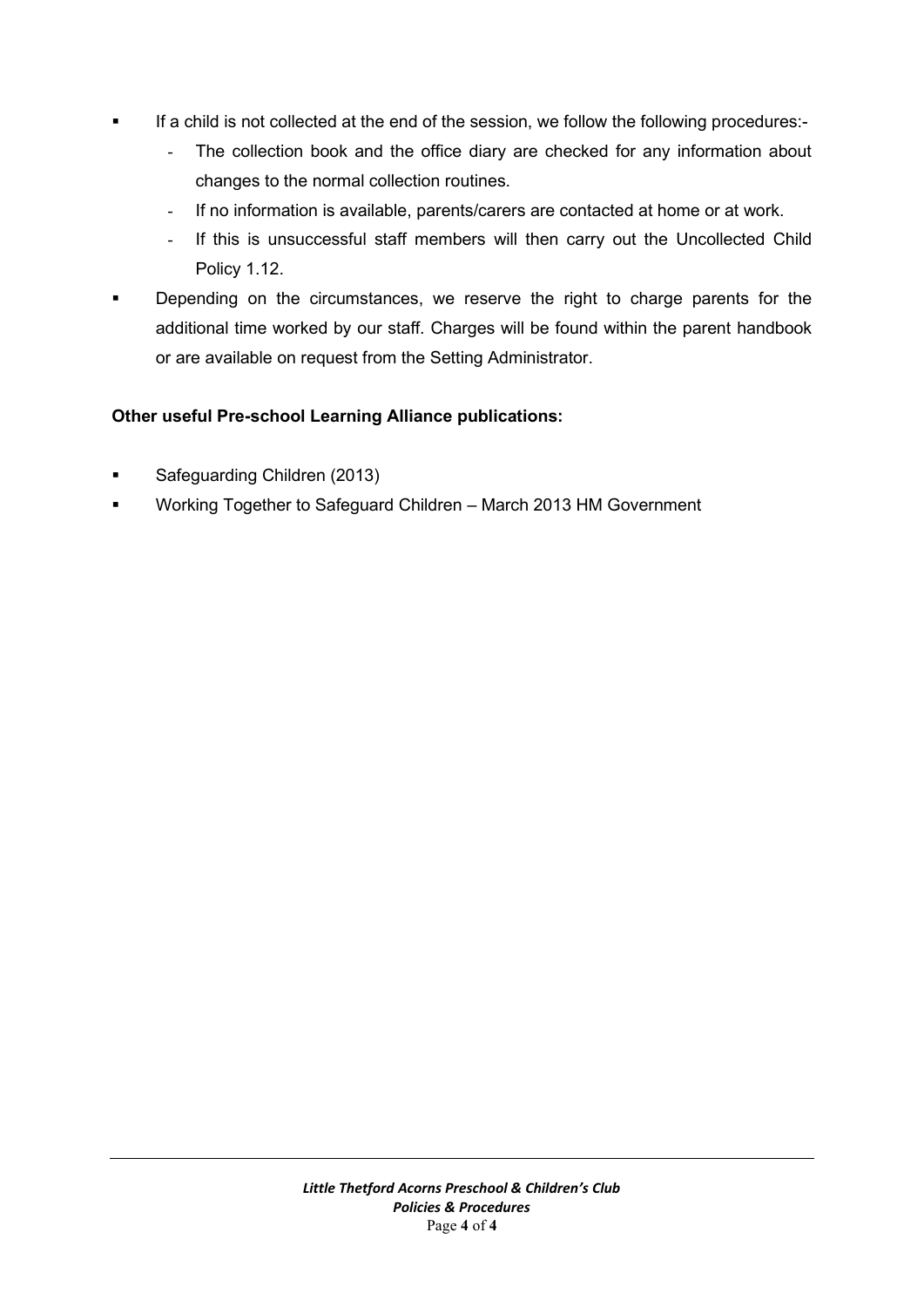- If a child is not collected at the end of the session, we follow the following procedures:-
  - The collection book and the office diary are checked for any information about changes to the normal collection routines.
  - If no information is available, parents/carers are contacted at home or at work.
  - If this is unsuccessful staff members will then carry out the Uncollected Child Policy 1.12.
- Depending on the circumstances, we reserve the right to charge parents for the additional time worked by our staff. Charges will be found within the parent handbook or are available on request from the Setting Administrator.

**Other useful Pre-school Learning Alliance publications:**

- Safeguarding Children (2013)
- Working Together to Safeguard Children – March 2013 HM Government